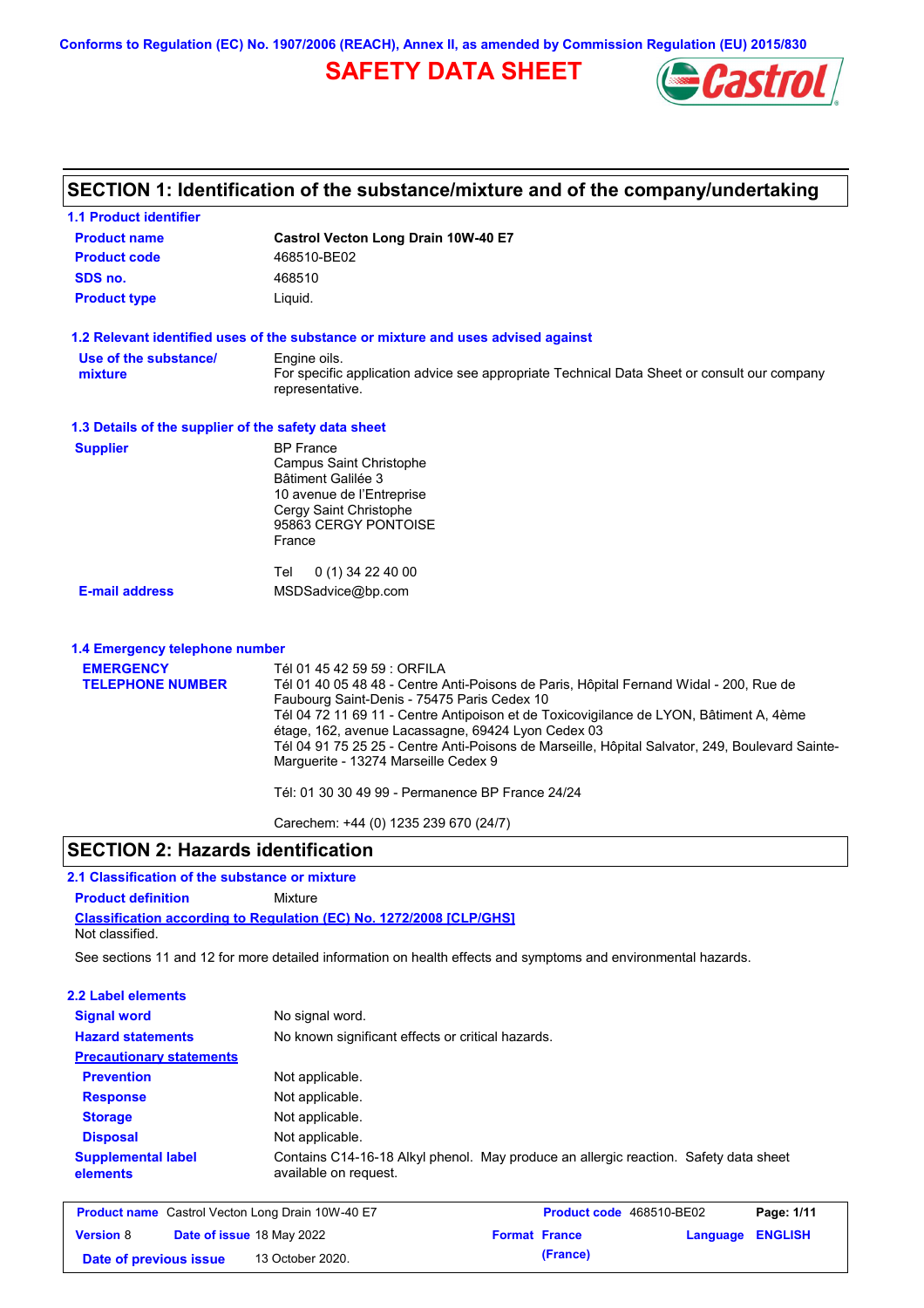Conforms to Regulation (EC) No. 1907/2006 (REACH), Annex II, as amended by Commission Regulation (EU) 2015/830

# SAFETY DATA SHEET

## SECTION 1: Identification of the substance/mixture and of the company/undertaking

### 1.1 Product identifier

| | |
|---|---|
| **Product name** | **Castrol Vecton Long Drain 10W-40 E7** |
| **Product code** | 468510-BE02 |
| **SDS no.** | 468510 |
| **Product type** | Liquid. |

### 1.2 Relevant identified uses of the substance or mixture and uses advised against

**Use of the substance/mixture**
Engine oils.
For specific application advice see appropriate Technical Data Sheet or consult our company representative.

### 1.3 Details of the supplier of the safety data sheet

**Supplier**
BP France
Campus Saint Christophe
Bâtiment Galilée 3
10 avenue de l'Entreprise
Cergy Saint Christophe
95863 CERGY PONTOISE
France

Tel 0 (1) 34 22 40 00

**E-mail address** MSDSadvice@bp.com

### 1.4 Emergency telephone number

**EMERGENCY TELEPHONE NUMBER**
Tél 01 45 42 59 59 : ORFILA
Tél 01 40 05 48 48 - Centre Anti-Poisons de Paris, Hôpital Fernand Widal - 200, Rue de Faubourg Saint-Denis - 75475 Paris Cedex 10
Tél 04 72 11 69 11 - Centre Antipoison et de Toxicovigilance de LYON, Bâtiment A, 4ème étage, 162, avenue Lacassagne, 69424 Lyon Cedex 03
Tél 04 91 75 25 25 - Centre Anti-Poisons de Marseille, Hôpital Salvator, 249, Boulevard Sainte-Marguerite - 13274 Marseille Cedex 9

Tél: 01 30 30 49 99 - Permanence BP France 24/24

Carechem: +44 (0) 1235 239 670 (24/7)

## SECTION 2: Hazards identification

### 2.1 Classification of the substance or mixture

**Product definition** Mixture

**Classification according to Regulation (EC) No. 1272/2008 [CLP/GHS]**
Not classified.

See sections 11 and 12 for more detailed information on health effects and symptoms and environmental hazards.

### 2.2 Label elements

| | |
|---|---|
| **Signal word** | No signal word. |
| **Hazard statements** | No known significant effects or critical hazards. |
| **Precautionary statements** | |
| **Prevention** | Not applicable. |
| **Response** | Not applicable. |
| **Storage** | Not applicable. |
| **Disposal** | Not applicable. |
| **Supplemental label elements** | Contains C14-16-18 Alkyl phenol. May produce an allergic reaction. Safety data sheet available on request. |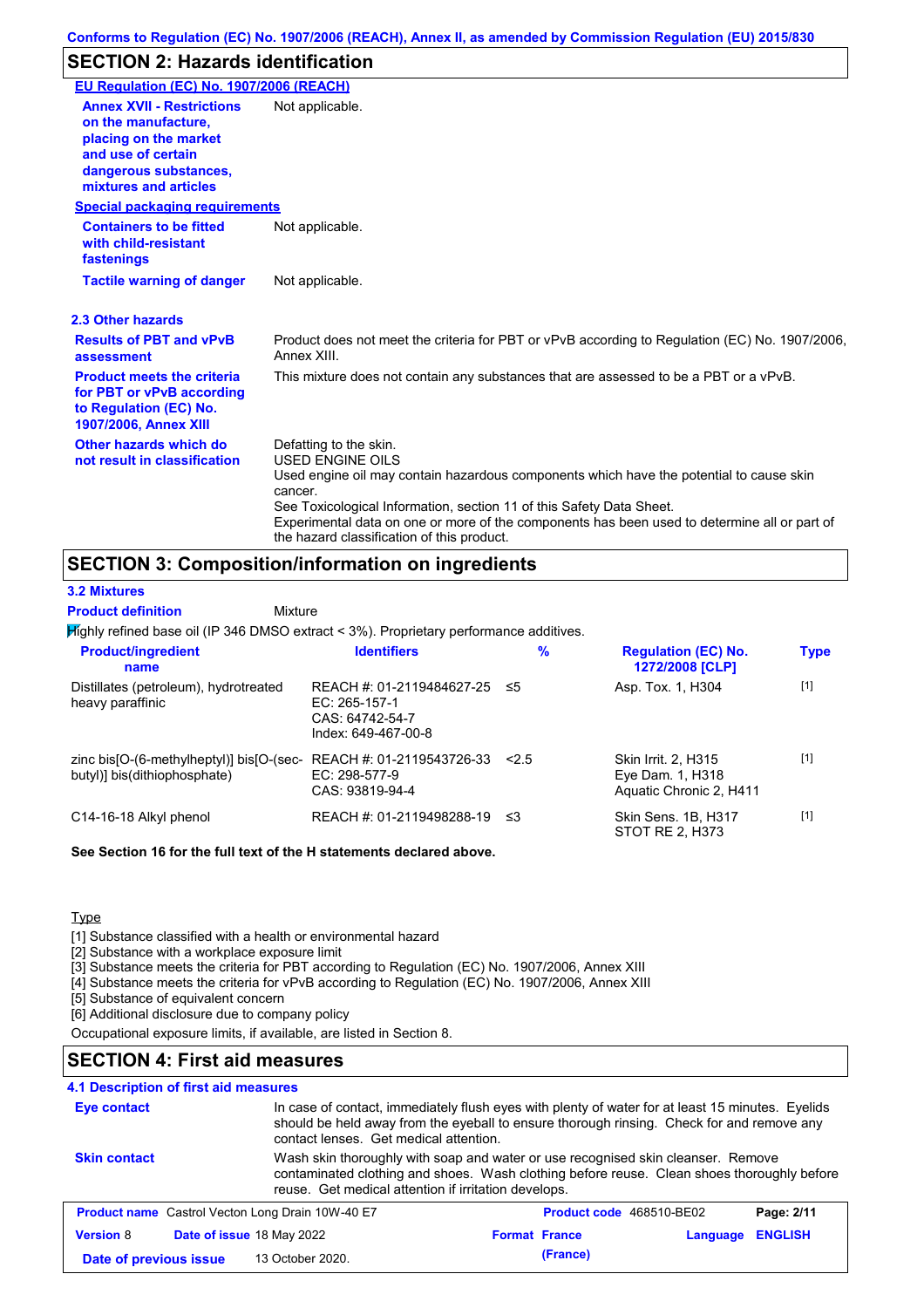## SECTION 2: Hazards identification

**EU Regulation (EC) No. 1907/2006 (REACH)**

**Annex XVII - Restrictions on the manufacture, placing on the market and use of certain dangerous substances, mixtures and articles**: Not applicable.

**Special packaging requirements**

**Containers to be fitted with child-resistant fastenings**: Not applicable.

**Tactile warning of danger**: Not applicable.

### 2.3 Other hazards

**Results of PBT and vPvB assessment**: Product does not meet the criteria for PBT or vPvB according to Regulation (EC) No. 1907/2006, Annex XIII.

**Product meets the criteria for PBT or vPvB according to Regulation (EC) No. 1907/2006, Annex XIII**: This mixture does not contain any substances that are assessed to be a PBT or a vPvB.

**Other hazards which do not result in classification**: Defatting to the skin.
USED ENGINE OILS
Used engine oil may contain hazardous components which have the potential to cause skin cancer.
See Toxicological Information, section 11 of this Safety Data Sheet.
Experimental data on one or more of the components has been used to determine all or part of the hazard classification of this product.

## SECTION 3: Composition/information on ingredients

### 3.2 Mixtures

**Product definition**: Mixture

Highly refined base oil (IP 346 DMSO extract < 3%). Proprietary performance additives.

| Product/ingredient name | Identifiers | % | Regulation (EC) No. 1272/2008 [CLP] | Type |
|---|---|---|---|---|
| Distillates (petroleum), hydrotreated heavy paraffinic | REACH #: 01-2119484627-25<br>EC: 265-157-1<br>CAS: 64742-54-7<br>Index: 649-467-00-8 | ≤5 | Asp. Tox. 1, H304 | [1] |
| zinc bis[O-(6-methylheptyl)] bis[O-(sec-butyl)] bis(dithiophosphate) | REACH #: 01-2119543726-33<br>EC: 298-577-9<br>CAS: 93819-94-4 | <2.5 | Skin Irrit. 2, H315<br>Eye Dam. 1, H318<br>Aquatic Chronic 2, H411 | [1] |
| C14-16-18 Alkyl phenol | REACH #: 01-2119498288-19 | ≤3 | Skin Sens. 1B, H317<br>STOT RE 2, H373 | [1] |

**See Section 16 for the full text of the H statements declared above.**

Type

[1] Substance classified with a health or environmental hazard
[2] Substance with a workplace exposure limit
[3] Substance meets the criteria for PBT according to Regulation (EC) No. 1907/2006, Annex XIII
[4] Substance meets the criteria for vPvB according to Regulation (EC) No. 1907/2006, Annex XIII
[5] Substance of equivalent concern
[6] Additional disclosure due to company policy

Occupational exposure limits, if available, are listed in Section 8.

## SECTION 4: First aid measures

### 4.1 Description of first aid measures

**Eye contact**: In case of contact, immediately flush eyes with plenty of water for at least 15 minutes. Eyelids should be held away from the eyeball to ensure thorough rinsing. Check for and remove any contact lenses. Get medical attention.

**Skin contact**: Wash skin thoroughly with soap and water or use recognised skin cleanser. Remove contaminated clothing and shoes. Wash clothing before reuse. Clean shoes thoroughly before reuse. Get medical attention if irritation develops.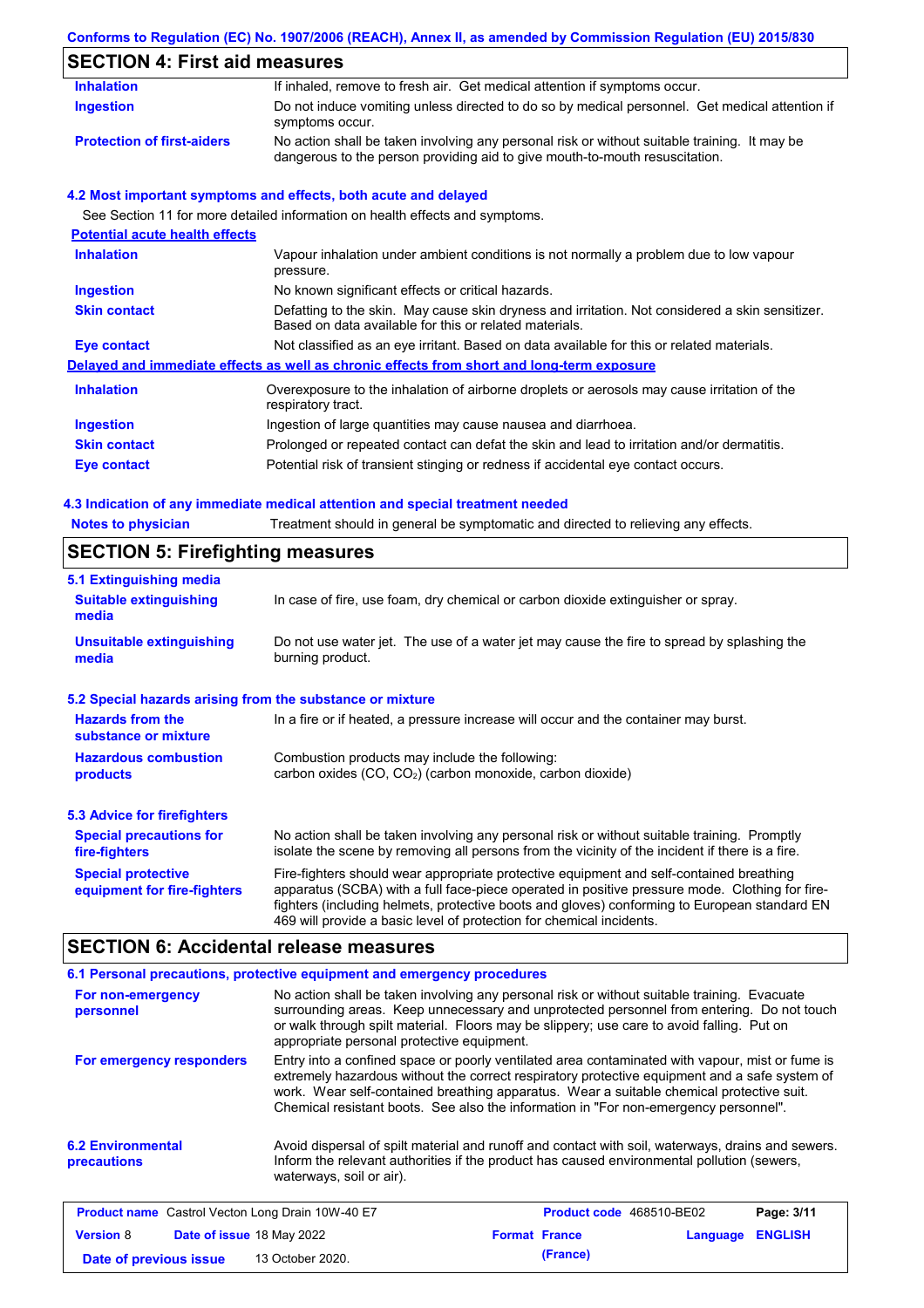## SECTION 4: First aid measures

| | |
|---|---|
| **Inhalation** | If inhaled, remove to fresh air. Get medical attention if symptoms occur. |
| **Ingestion** | Do not induce vomiting unless directed to do so by medical personnel. Get medical attention if symptoms occur. |
| **Protection of first-aiders** | No action shall be taken involving any personal risk or without suitable training. It may be dangerous to the person providing aid to give mouth-to-mouth resuscitation. |

### 4.2 Most important symptoms and effects, both acute and delayed

See Section 11 for more detailed information on health effects and symptoms.

**Potential acute health effects**

| | |
|---|---|
| **Inhalation** | Vapour inhalation under ambient conditions is not normally a problem due to low vapour pressure. |
| **Ingestion** | No known significant effects or critical hazards. |
| **Skin contact** | Defatting to the skin. May cause skin dryness and irritation. Not considered a skin sensitizer. Based on data available for this or related materials. |
| **Eye contact** | Not classified as an eye irritant. Based on data available for this or related materials. |

**Delayed and immediate effects as well as chronic effects from short and long-term exposure**

| | |
|---|---|
| **Inhalation** | Overexposure to the inhalation of airborne droplets or aerosols may cause irritation of the respiratory tract. |
| **Ingestion** | Ingestion of large quantities may cause nausea and diarrhoea. |
| **Skin contact** | Prolonged or repeated contact can defat the skin and lead to irritation and/or dermatitis. |
| **Eye contact** | Potential risk of transient stinging or redness if accidental eye contact occurs. |

### 4.3 Indication of any immediate medical attention and special treatment needed

| | |
|---|---|
| **Notes to physician** | Treatment should in general be symptomatic and directed to relieving any effects. |

## SECTION 5: Firefighting measures

### 5.1 Extinguishing media

| | |
|---|---|
| **Suitable extinguishing media** | In case of fire, use foam, dry chemical or carbon dioxide extinguisher or spray. |
| **Unsuitable extinguishing media** | Do not use water jet. The use of a water jet may cause the fire to spread by splashing the burning product. |

### 5.2 Special hazards arising from the substance or mixture

| | |
|---|---|
| **Hazards from the substance or mixture** | In a fire or if heated, a pressure increase will occur and the container may burst. |
| **Hazardous combustion products** | Combustion products may include the following: carbon oxides (CO, $CO_2$) (carbon monoxide, carbon dioxide) |

### 5.3 Advice for firefighters

| | |
|---|---|
| **Special precautions for fire-fighters** | No action shall be taken involving any personal risk or without suitable training. Promptly isolate the scene by removing all persons from the vicinity of the incident if there is a fire. |
| **Special protective equipment for fire-fighters** | Fire-fighters should wear appropriate protective equipment and self-contained breathing apparatus (SCBA) with a full face-piece operated in positive pressure mode. Clothing for fire-fighters (including helmets, protective boots and gloves) conforming to European standard EN 469 will provide a basic level of protection for chemical incidents. |

## SECTION 6: Accidental release measures

### 6.1 Personal precautions, protective equipment and emergency procedures

| | |
|---|---|
| **For non-emergency personnel** | No action shall be taken involving any personal risk or without suitable training. Evacuate surrounding areas. Keep unnecessary and unprotected personnel from entering. Do not touch or walk through spilt material. Floors may be slippery; use care to avoid falling. Put on appropriate personal protective equipment. |
| **For emergency responders** | Entry into a confined space or poorly ventilated area contaminated with vapour, mist or fume is extremely hazardous without the correct respiratory protective equipment and a safe system of work. Wear self-contained breathing apparatus. Wear a suitable chemical protective suit. Chemical resistant boots. See also the information in "For non-emergency personnel". |

| | |
|---|---|
| **6.2 Environmental precautions** | Avoid dispersal of spilt material and runoff and contact with soil, waterways, drains and sewers. Inform the relevant authorities if the product has caused environmental pollution (sewers, waterways, soil or air). |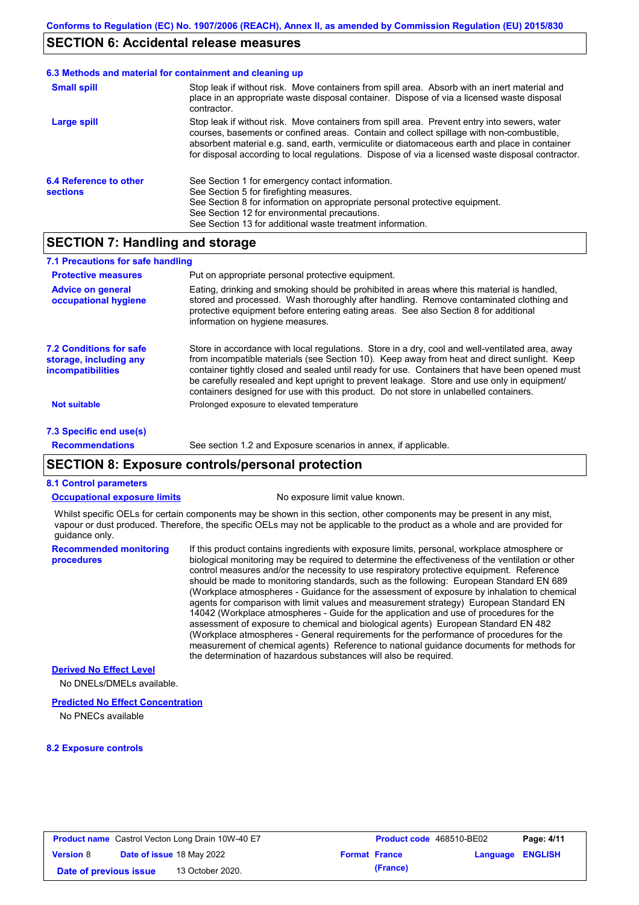## SECTION 6: Accidental release measures

### 6.3 Methods and material for containment and cleaning up

**Small spill**
Stop leak if without risk. Move containers from spill area. Absorb with an inert material and place in an appropriate waste disposal container. Dispose of via a licensed waste disposal contractor.

**Large spill**
Stop leak if without risk. Move containers from spill area. Prevent entry into sewers, water courses, basements or confined areas. Contain and collect spillage with non-combustible, absorbent material e.g. sand, earth, vermiculite or diatomaceous earth and place in container for disposal according to local regulations. Dispose of via a licensed waste disposal contractor.

### 6.4 Reference to other sections

See Section 1 for emergency contact information.
See Section 5 for firefighting measures.
See Section 8 for information on appropriate personal protective equipment.
See Section 12 for environmental precautions.
See Section 13 for additional waste treatment information.

## SECTION 7: Handling and storage

### 7.1 Precautions for safe handling

**Protective measures**
Put on appropriate personal protective equipment.

**Advice on general occupational hygiene**
Eating, drinking and smoking should be prohibited in areas where this material is handled, stored and processed. Wash thoroughly after handling. Remove contaminated clothing and protective equipment before entering eating areas. See also Section 8 for additional information on hygiene measures.

### 7.2 Conditions for safe storage, including any incompatibilities

Store in accordance with local regulations. Store in a dry, cool and well-ventilated area, away from incompatible materials (see Section 10). Keep away from heat and direct sunlight. Keep container tightly closed and sealed until ready for use. Containers that have been opened must be carefully resealed and kept upright to prevent leakage. Store and use only in equipment/ containers designed for use with this product. Do not store in unlabelled containers.

**Not suitable**
Prolonged exposure to elevated temperature

### 7.3 Specific end use(s)

**Recommendations**
See section 1.2 and Exposure scenarios in annex, if applicable.

## SECTION 8: Exposure controls/personal protection

### 8.1 Control parameters

**Occupational exposure limits**
No exposure limit value known.

Whilst specific OELs for certain components may be shown in this section, other components may be present in any mist, vapour or dust produced. Therefore, the specific OELs may not be applicable to the product as a whole and are provided for guidance only.

**Recommended monitoring procedures**
If this product contains ingredients with exposure limits, personal, workplace atmosphere or biological monitoring may be required to determine the effectiveness of the ventilation or other control measures and/or the necessity to use respiratory protective equipment. Reference should be made to monitoring standards, such as the following: European Standard EN 689 (Workplace atmospheres - Guidance for the assessment of exposure by inhalation to chemical agents for comparison with limit values and measurement strategy) European Standard EN 14042 (Workplace atmospheres - Guide for the application and use of procedures for the assessment of exposure to chemical and biological agents) European Standard EN 482 (Workplace atmospheres - General requirements for the performance of procedures for the measurement of chemical agents) Reference to national guidance documents for methods for the determination of hazardous substances will also be required.

**Derived No Effect Level**
No DNELs/DMELs available.

**Predicted No Effect Concentration**
No PNECs available

### 8.2 Exposure controls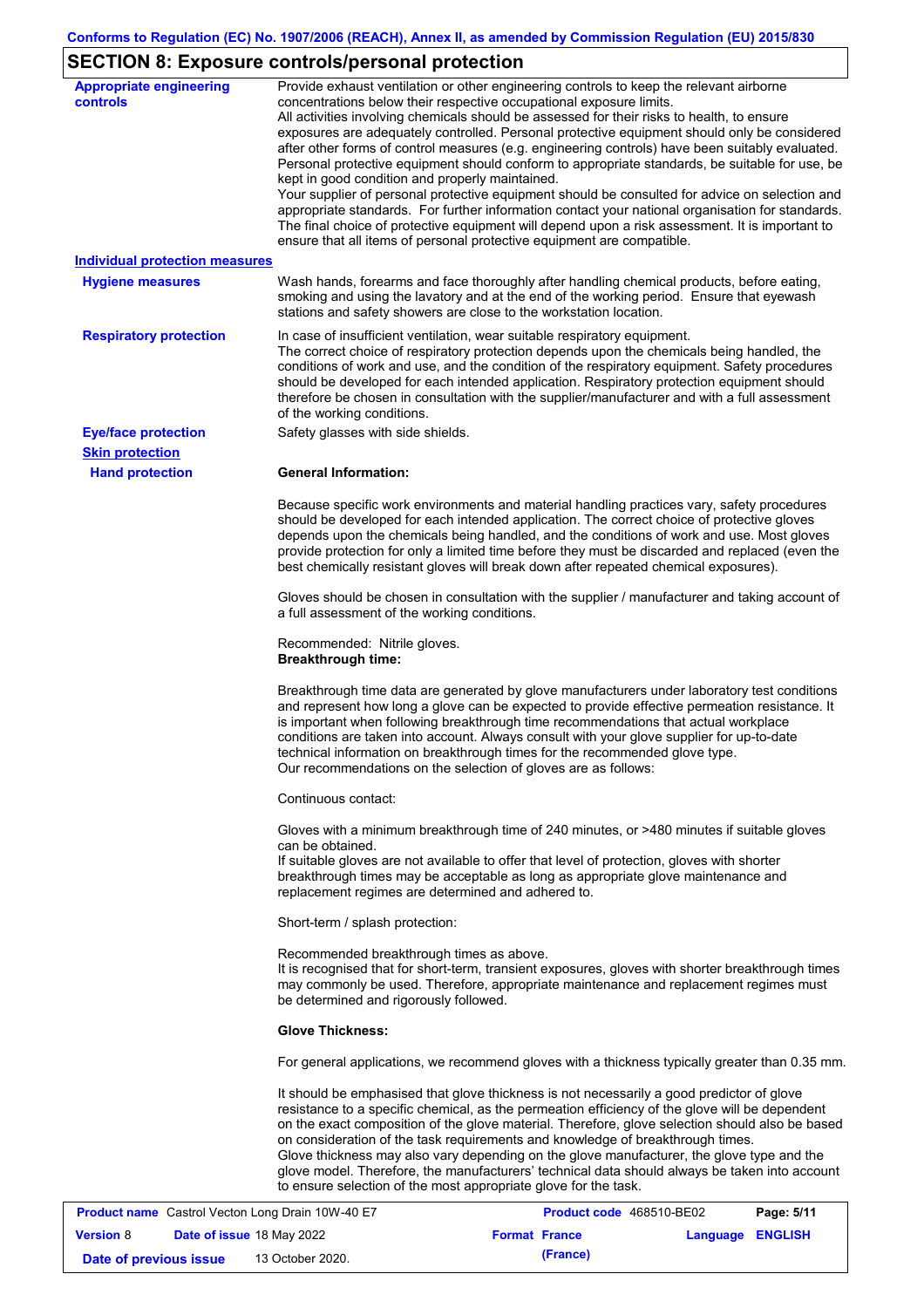## SECTION 8: Exposure controls/personal protection

**Appropriate engineering controls**

Provide exhaust ventilation or other engineering controls to keep the relevant airborne concentrations below their respective occupational exposure limits.
All activities involving chemicals should be assessed for their risks to health, to ensure exposures are adequately controlled. Personal protective equipment should only be considered after other forms of control measures (e.g. engineering controls) have been suitably evaluated. Personal protective equipment should conform to appropriate standards, be suitable for use, be kept in good condition and properly maintained.
Your supplier of personal protective equipment should be consulted for advice on selection and appropriate standards. For further information contact your national organisation for standards. The final choice of protective equipment will depend upon a risk assessment. It is important to ensure that all items of personal protective equipment are compatible.

**Individual protection measures**

**Hygiene measures**

Wash hands, forearms and face thoroughly after handling chemical products, before eating, smoking and using the lavatory and at the end of the working period. Ensure that eyewash stations and safety showers are close to the workstation location.

**Respiratory protection**

In case of insufficient ventilation, wear suitable respiratory equipment.
The correct choice of respiratory protection depends upon the chemicals being handled, the conditions of work and use, and the condition of the respiratory equipment. Safety procedures should be developed for each intended application. Respiratory protection equipment should therefore be chosen in consultation with the supplier/manufacturer and with a full assessment of the working conditions.

**Eye/face protection**

Safety glasses with side shields.

**Skin protection**

**Hand protection**

**General Information:**

Because specific work environments and material handling practices vary, safety procedures should be developed for each intended application. The correct choice of protective gloves depends upon the chemicals being handled, and the conditions of work and use. Most gloves provide protection for only a limited time before they must be discarded and replaced (even the best chemically resistant gloves will break down after repeated chemical exposures).

Gloves should be chosen in consultation with the supplier / manufacturer and taking account of a full assessment of the working conditions.

Recommended: Nitrile gloves.
**Breakthrough time:**

Breakthrough time data are generated by glove manufacturers under laboratory test conditions and represent how long a glove can be expected to provide effective permeation resistance. It is important when following breakthrough time recommendations that actual workplace conditions are taken into account. Always consult with your glove supplier for up-to-date technical information on breakthrough times for the recommended glove type.
Our recommendations on the selection of gloves are as follows:

Continuous contact:

Gloves with a minimum breakthrough time of 240 minutes, or >480 minutes if suitable gloves can be obtained.
If suitable gloves are not available to offer that level of protection, gloves with shorter breakthrough times may be acceptable as long as appropriate glove maintenance and replacement regimes are determined and adhered to.

Short-term / splash protection:

Recommended breakthrough times as above.
It is recognised that for short-term, transient exposures, gloves with shorter breakthrough times may commonly be used. Therefore, appropriate maintenance and replacement regimes must be determined and rigorously followed.

**Glove Thickness:**

For general applications, we recommend gloves with a thickness typically greater than 0.35 mm.

It should be emphasised that glove thickness is not necessarily a good predictor of glove resistance to a specific chemical, as the permeation efficiency of the glove will be dependent on the exact composition of the glove material. Therefore, glove selection should also be based on consideration of the task requirements and knowledge of breakthrough times.
Glove thickness may also vary depending on the glove manufacturer, the glove type and the glove model. Therefore, the manufacturers' technical data should always be taken into account to ensure selection of the most appropriate glove for the task.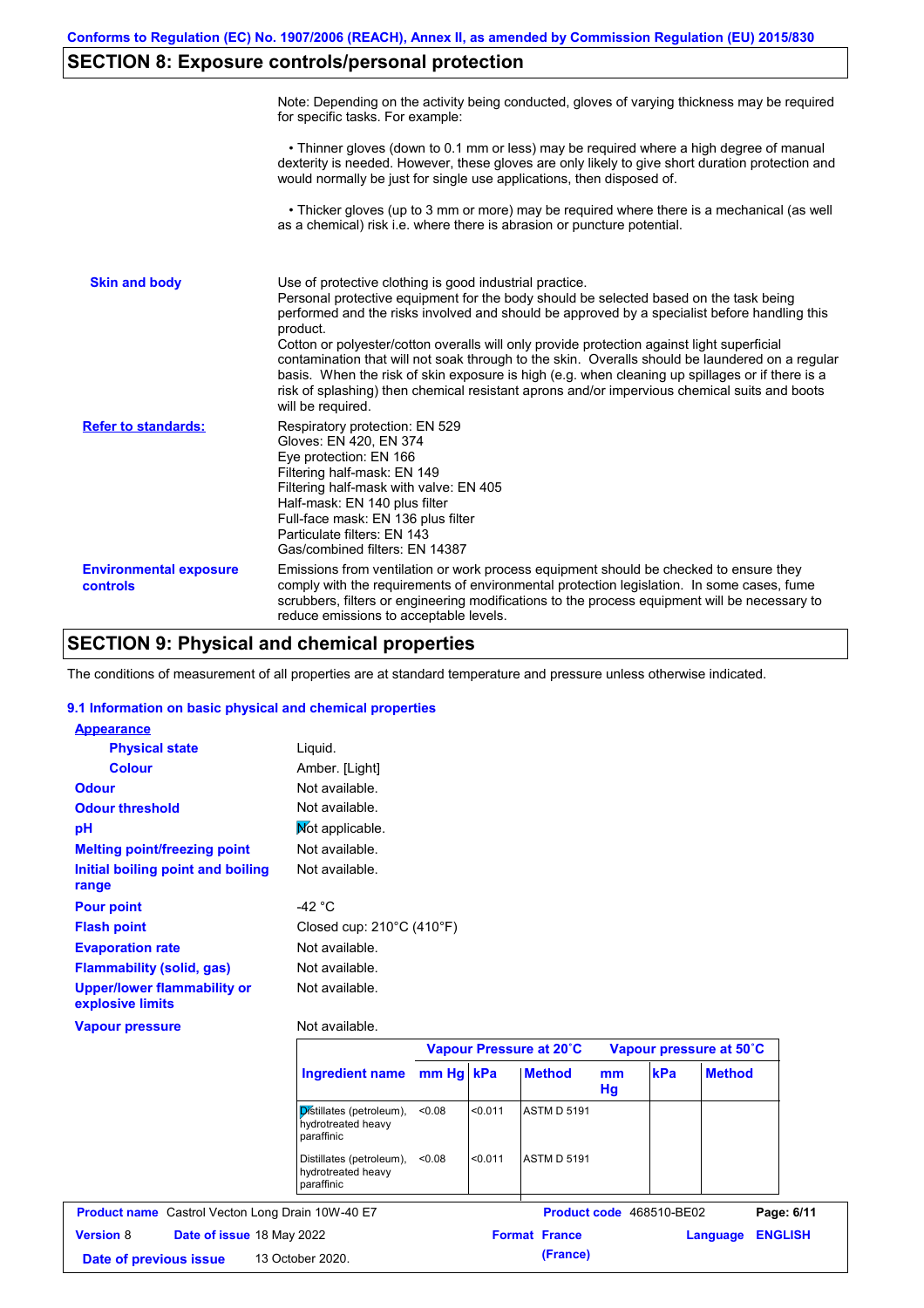## SECTION 8: Exposure controls/personal protection

Note: Depending on the activity being conducted, gloves of varying thickness may be required for specific tasks. For example:

• Thinner gloves (down to 0.1 mm or less) may be required where a high degree of manual dexterity is needed. However, these gloves are only likely to give short duration protection and would normally be just for single use applications, then disposed of.

• Thicker gloves (up to 3 mm or more) may be required where there is a mechanical (as well as a chemical) risk i.e. where there is abrasion or puncture potential.

**Skin and body**

Use of protective clothing is good industrial practice.
Personal protective equipment for the body should be selected based on the task being performed and the risks involved and should be approved by a specialist before handling this product.
Cotton or polyester/cotton overalls will only provide protection against light superficial contamination that will not soak through to the skin. Overalls should be laundered on a regular basis. When the risk of skin exposure is high (e.g. when cleaning up spillages or if there is a risk of splashing) then chemical resistant aprons and/or impervious chemical suits and boots will be required.

**Refer to standards:**

Respiratory protection: EN 529
Gloves: EN 420, EN 374
Eye protection: EN 166
Filtering half-mask: EN 149
Filtering half-mask with valve: EN 405
Half-mask: EN 140 plus filter
Full-face mask: EN 136 plus filter
Particulate filters: EN 143
Gas/combined filters: EN 14387

**Environmental exposure controls**

Emissions from ventilation or work process equipment should be checked to ensure they comply with the requirements of environmental protection legislation. In some cases, fume scrubbers, filters or engineering modifications to the process equipment will be necessary to reduce emissions to acceptable levels.

## SECTION 9: Physical and chemical properties

The conditions of measurement of all properties are at standard temperature and pressure unless otherwise indicated.

### 9.1 Information on basic physical and chemical properties

**Appearance**

| | |
|---|---|
| **Physical state** | Liquid. |
| **Colour** | Amber. [Light] |
| **Odour** | Not available. |
| **Odour threshold** | Not available. |
| **pH** | Not applicable. |
| **Melting point/freezing point** | Not available. |
| **Initial boiling point and boiling range** | Not available. |
| **Pour point** | -42 °C |
| **Flash point** | Closed cup: 210°C (410°F) |
| **Evaporation rate** | Not available. |
| **Flammability (solid, gas)** | Not available. |
| **Upper/lower flammability or explosive limits** | Not available. |
| **Vapour pressure** | Not available. |

| | Vapour Pressure at 20˚C | | | Vapour pressure at 50˚C | | |
|---|---|---|---|---|---|---|
| **Ingredient name** | **mm Hg** | **kPa** | **Method** | **mm Hg** | **kPa** | **Method** |
| Distillates (petroleum), hydrotreated heavy paraffinic | <0.08 | <0.011 | ASTM D 5191 | | | |
| Distillates (petroleum), hydrotreated heavy paraffinic | <0.08 | <0.011 | ASTM D 5191 | | | |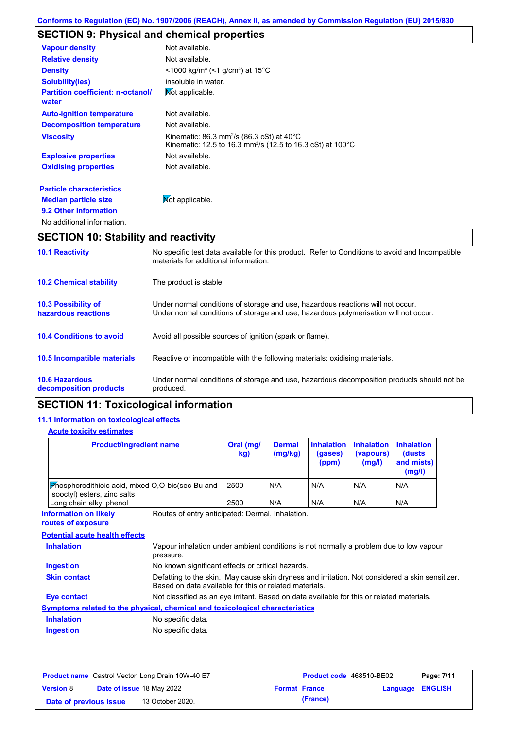Conforms to Regulation (EC) No. 1907/2006 (REACH), Annex II, as amended by Commission Regulation (EU) 2015/830

## SECTION 9: Physical and chemical properties

| | |
|---|---|
| **Vapour density** | Not available. |
| **Relative density** | Not available. |
| **Density** | <1000 kg/m³ (<1 g/cm³) at 15°C |
| **Solubility(ies)** | insoluble in water. |
| **Partition coefficient: n-octanol/ water** | Not applicable. |
| **Auto-ignition temperature** | Not available. |
| **Decomposition temperature** | Not available. |
| **Viscosity** | Kinematic: 86.3 mm$^2$/s (86.3 cSt) at 40°C<br>Kinematic: 12.5 to 16.3 mm$^2$/s (12.5 to 16.3 cSt) at 100°C |
| **Explosive properties** | Not available. |
| **Oxidising properties** | Not available. |

**Particle characteristics**

**Median particle size** Not applicable.

**9.2 Other information**

No additional information.

## SECTION 10: Stability and reactivity

| | |
|---|---|
| **10.1 Reactivity** | No specific test data available for this product. Refer to Conditions to avoid and Incompatible materials for additional information. |
| **10.2 Chemical stability** | The product is stable. |
| **10.3 Possibility of hazardous reactions** | Under normal conditions of storage and use, hazardous reactions will not occur.<br>Under normal conditions of storage and use, hazardous polymerisation will not occur. |
| **10.4 Conditions to avoid** | Avoid all possible sources of ignition (spark or flame). |
| **10.5 Incompatible materials** | Reactive or incompatible with the following materials: oxidising materials. |
| **10.6 Hazardous decomposition products** | Under normal conditions of storage and use, hazardous decomposition products should not be produced. |

## SECTION 11: Toxicological information

### 11.1 Information on toxicological effects

**Acute toxicity estimates**

| Product/ingredient name | Oral (mg/kg) | Dermal (mg/kg) | Inhalation (gases) (ppm) | Inhalation (vapours) (mg/l) | Inhalation (dusts and mists) (mg/l) |
|---|---|---|---|---|---|
| Phosphorodithioic acid, mixed O,O-bis(sec-Bu and isooctyl) esters, zinc salts | 2500 | N/A | N/A | N/A | N/A |
| Long chain alkyl phenol | 2500 | N/A | N/A | N/A | N/A |

**Information on likely routes of exposure** Routes of entry anticipated: Dermal, Inhalation.

**Potential acute health effects**

| | |
|---|---|
| **Inhalation** | Vapour inhalation under ambient conditions is not normally a problem due to low vapour pressure. |
| **Ingestion** | No known significant effects or critical hazards. |
| **Skin contact** | Defatting to the skin. May cause skin dryness and irritation. Not considered a skin sensitizer. Based on data available for this or related materials. |
| **Eye contact** | Not classified as an eye irritant. Based on data available for this or related materials. |

**Symptoms related to the physical, chemical and toxicological characteristics**

| | |
|---|---|
| **Inhalation** | No specific data. |
| **Ingestion** | No specific data. |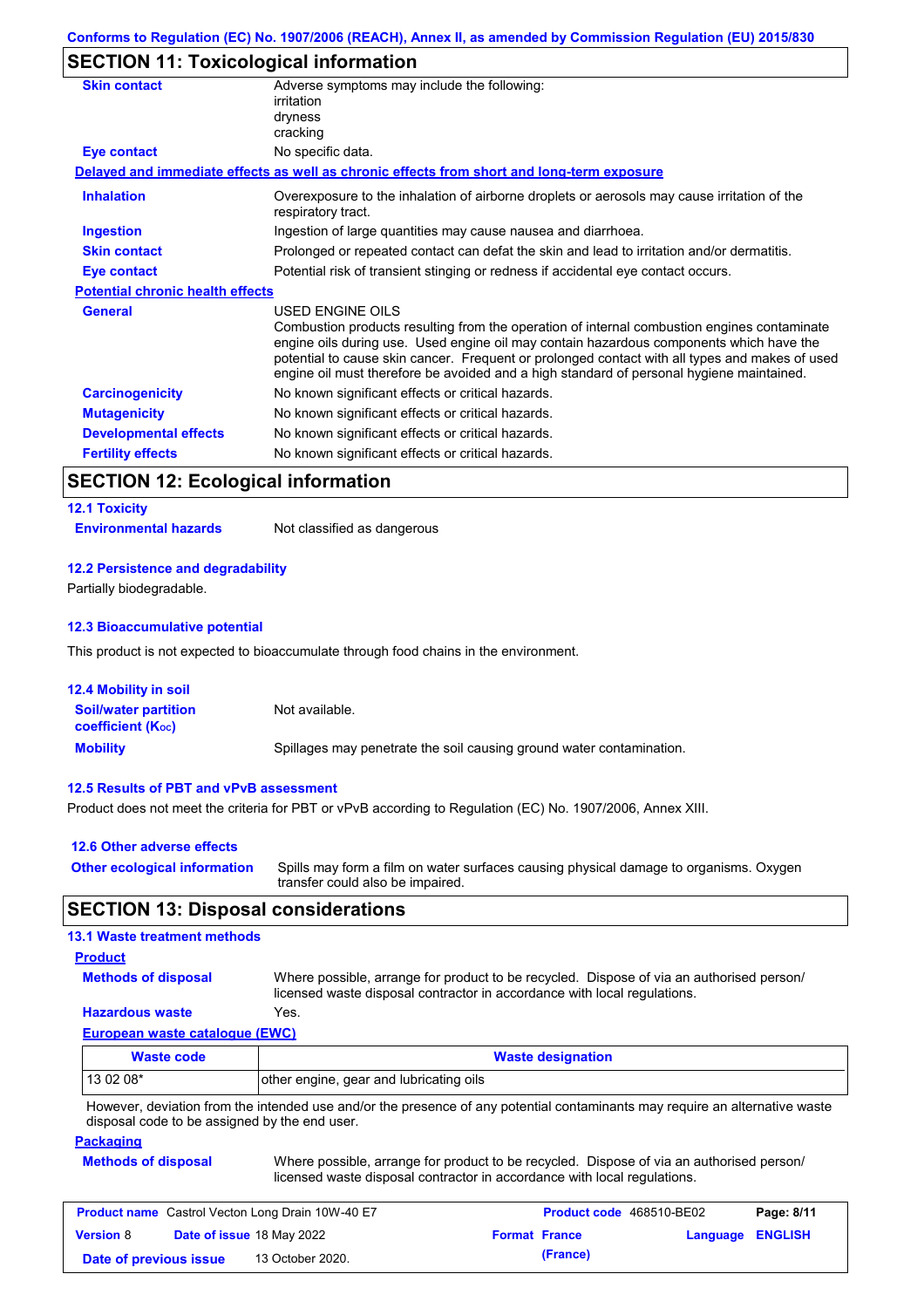## SECTION 11: Toxicological information

| | |
|---|---|
| **Skin contact** | Adverse symptoms may include the following:<br>irritation<br>dryness<br>cracking |
| **Eye contact** | No specific data. |

**Delayed and immediate effects as well as chronic effects from short and long-term exposure**

| | |
|---|---|
| **Inhalation** | Overexposure to the inhalation of airborne droplets or aerosols may cause irritation of the respiratory tract. |
| **Ingestion** | Ingestion of large quantities may cause nausea and diarrhoea. |
| **Skin contact** | Prolonged or repeated contact can defat the skin and lead to irritation and/or dermatitis. |
| **Eye contact** | Potential risk of transient stinging or redness if accidental eye contact occurs. |

**Potential chronic health effects**

| | |
|---|---|
| **General** | USED ENGINE OILS<br>Combustion products resulting from the operation of internal combustion engines contaminate engine oils during use. Used engine oil may contain hazardous components which have the potential to cause skin cancer. Frequent or prolonged contact with all types and makes of used engine oil must therefore be avoided and a high standard of personal hygiene maintained. |
| **Carcinogenicity** | No known significant effects or critical hazards. |
| **Mutagenicity** | No known significant effects or critical hazards. |
| **Developmental effects** | No known significant effects or critical hazards. |
| **Fertility effects** | No known significant effects or critical hazards. |

## SECTION 12: Ecological information

### 12.1 Toxicity

**Environmental hazards** Not classified as dangerous

### 12.2 Persistence and degradability

Partially biodegradable.

### 12.3 Bioaccumulative potential

This product is not expected to bioaccumulate through food chains in the environment.

### 12.4 Mobility in soil

| | |
|---|---|
| **Soil/water partition coefficient ($K_{OC}$)** | Not available. |
| **Mobility** | Spillages may penetrate the soil causing ground water contamination. |

### 12.5 Results of PBT and vPvB assessment

Product does not meet the criteria for PBT or vPvB according to Regulation (EC) No. 1907/2006, Annex XIII.

### 12.6 Other adverse effects

**Other ecological information** Spills may form a film on water surfaces causing physical damage to organisms. Oxygen transfer could also be impaired.

## SECTION 13: Disposal considerations

### 13.1 Waste treatment methods

**Product**

| | |
|---|---|
| **Methods of disposal** | Where possible, arrange for product to be recycled. Dispose of via an authorised person/ licensed waste disposal contractor in accordance with local regulations. |
| **Hazardous waste** | Yes. |

**European waste catalogue (EWC)**

| Waste code | Waste designation |
|---|---|
| 13 02 08* | other engine, gear and lubricating oils |

However, deviation from the intended use and/or the presence of any potential contaminants may require an alternative waste disposal code to be assigned by the end user.

**Packaging**

**Methods of disposal** Where possible, arrange for product to be recycled. Dispose of via an authorised person/ licensed waste disposal contractor in accordance with local regulations.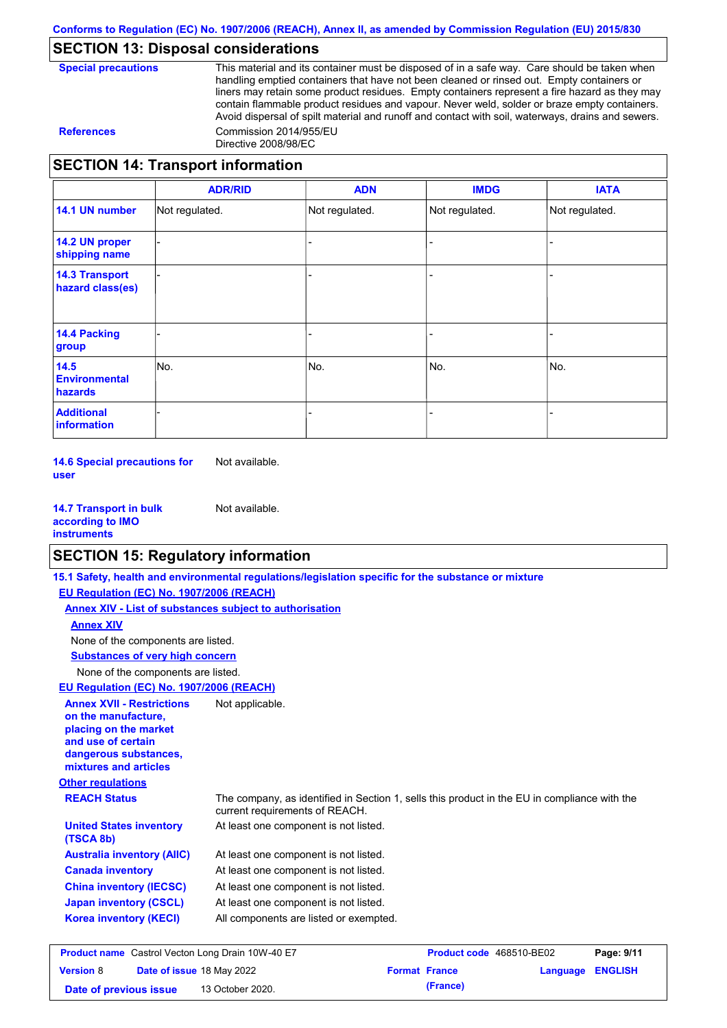## SECTION 13: Disposal considerations

**Special precautions**

This material and its container must be disposed of in a safe way. Care should be taken when handling emptied containers that have not been cleaned or rinsed out. Empty containers or liners may retain some product residues. Empty containers represent a fire hazard as they may contain flammable product residues and vapour. Never weld, solder or braze empty containers. Avoid dispersal of spilt material and runoff and contact with soil, waterways, drains and sewers.

**References**

Commission 2014/955/EU
Directive 2008/98/EC

## SECTION 14: Transport information

| | ADR/RID | ADN | IMDG | IATA |
|---|---|---|---|---|
| **14.1 UN number** | Not regulated. | Not regulated. | Not regulated. | Not regulated. |
| **14.2 UN proper shipping name** | - | - | - | - |
| **14.3 Transport hazard class(es)** | - | - | - | - |
| **14.4 Packing group** | - | - | - | - |
| **14.5 Environmental hazards** | No. | No. | No. | No. |
| **Additional information** | - | - | - | - |

**14.6 Special precautions for user** Not available.

**14.7 Transport in bulk according to IMO instruments** Not available.

## SECTION 15: Regulatory information

**15.1 Safety, health and environmental regulations/legislation specific for the substance or mixture**

**EU Regulation (EC) No. 1907/2006 (REACH)**

**Annex XIV - List of substances subject to authorisation**

**Annex XIV**

None of the components are listed.

**Substances of very high concern**

None of the components are listed.

**EU Regulation (EC) No. 1907/2006 (REACH)**

**Annex XVII - Restrictions on the manufacture, placing on the market and use of certain dangerous substances, mixtures and articles** Not applicable.

**Other regulations**

**REACH Status** The company, as identified in Section 1, sells this product in the EU in compliance with the current requirements of REACH.

**United States inventory (TSCA 8b)** At least one component is not listed.

**Australia inventory (AIIC)** At least one component is not listed.

**Canada inventory** At least one component is not listed.

**China inventory (IECSC)** At least one component is not listed.

**Japan inventory (CSCL)** At least one component is not listed.

**Korea inventory (KECI)** All components are listed or exempted.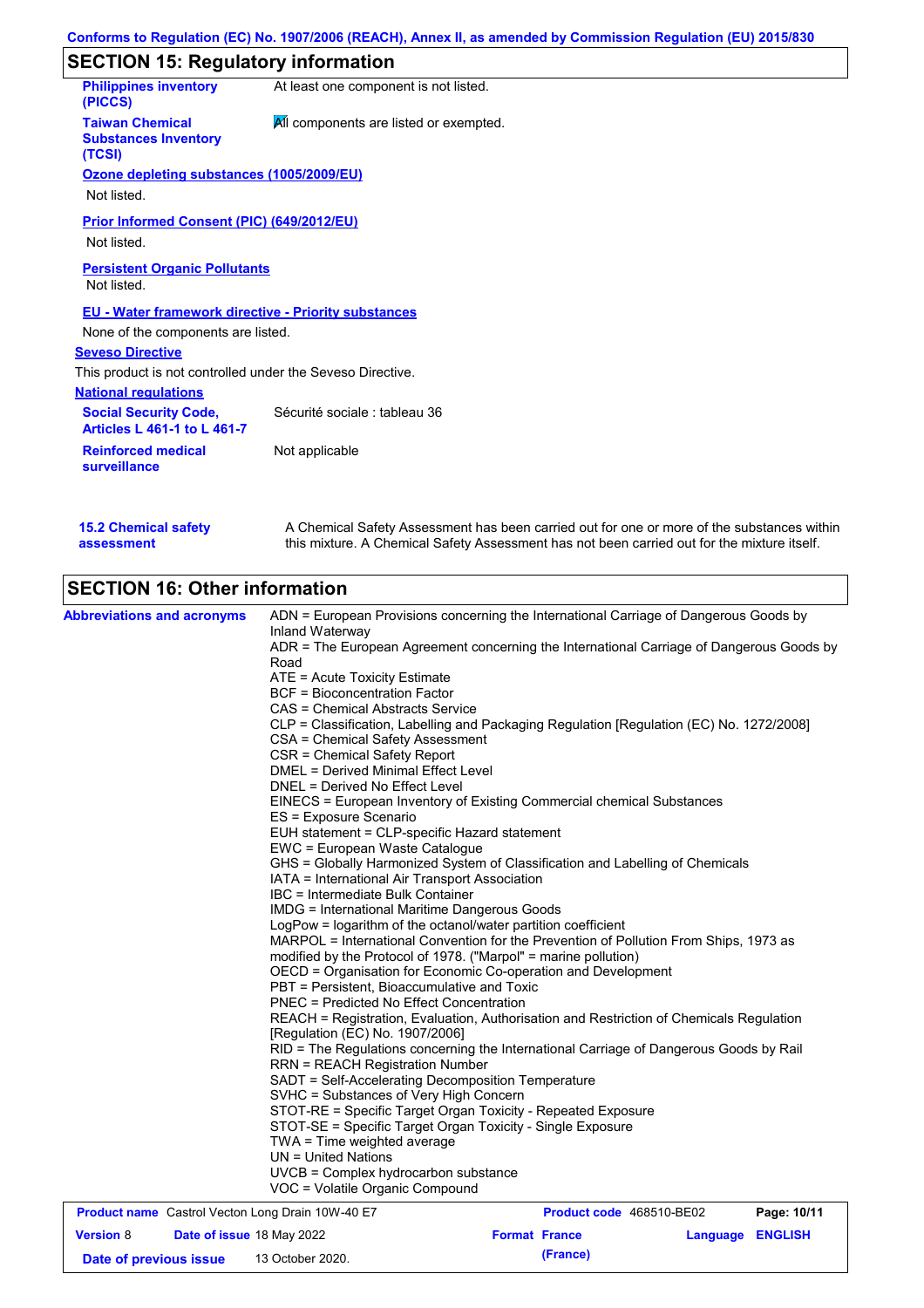## SECTION 15: Regulatory information

| | |
|---|---|
| **Philippines inventory (PICCS)** | At least one component is not listed. |
| **Taiwan Chemical Substances Inventory (TCSI)** | All components are listed or exempted. |

**Ozone depleting substances (1005/2009/EU)**

Not listed.

**Prior Informed Consent (PIC) (649/2012/EU)**

Not listed.

**Persistent Organic Pollutants**

Not listed.

**EU - Water framework directive - Priority substances**

None of the components are listed.

**Seveso Directive**

This product is not controlled under the Seveso Directive.

**National regulations**

| | |
|---|---|
| **Social Security Code, Articles L 461-1 to L 461-7** | Sécurité sociale : tableau 36 |
| **Reinforced medical surveillance** | Not applicable |

| | |
|---|---|
| **15.2 Chemical safety assessment** | A Chemical Safety Assessment has been carried out for one or more of the substances within this mixture. A Chemical Safety Assessment has not been carried out for the mixture itself. |

## SECTION 16: Other information

**Abbreviations and acronyms**

ADN = European Provisions concerning the International Carriage of Dangerous Goods by Inland Waterway
ADR = The European Agreement concerning the International Carriage of Dangerous Goods by Road
ATE = Acute Toxicity Estimate
BCF = Bioconcentration Factor
CAS = Chemical Abstracts Service
CLP = Classification, Labelling and Packaging Regulation [Regulation (EC) No. 1272/2008]
CSA = Chemical Safety Assessment
CSR = Chemical Safety Report
DMEL = Derived Minimal Effect Level
DNEL = Derived No Effect Level
EINECS = European Inventory of Existing Commercial chemical Substances
ES = Exposure Scenario
EUH statement = CLP-specific Hazard statement
EWC = European Waste Catalogue
GHS = Globally Harmonized System of Classification and Labelling of Chemicals
IATA = International Air Transport Association
IBC = Intermediate Bulk Container
IMDG = International Maritime Dangerous Goods
LogPow = logarithm of the octanol/water partition coefficient
MARPOL = International Convention for the Prevention of Pollution From Ships, 1973 as modified by the Protocol of 1978. ("Marpol" = marine pollution)
OECD = Organisation for Economic Co-operation and Development
PBT = Persistent, Bioaccumulative and Toxic
PNEC = Predicted No Effect Concentration
REACH = Registration, Evaluation, Authorisation and Restriction of Chemicals Regulation [Regulation (EC) No. 1907/2006]
RID = The Regulations concerning the International Carriage of Dangerous Goods by Rail
RRN = REACH Registration Number
SADT = Self-Accelerating Decomposition Temperature
SVHC = Substances of Very High Concern
STOT-RE = Specific Target Organ Toxicity - Repeated Exposure
STOT-SE = Specific Target Organ Toxicity - Single Exposure
TWA = Time weighted average
UN = United Nations
UVCB = Complex hydrocarbon substance
VOC = Volatile Organic Compound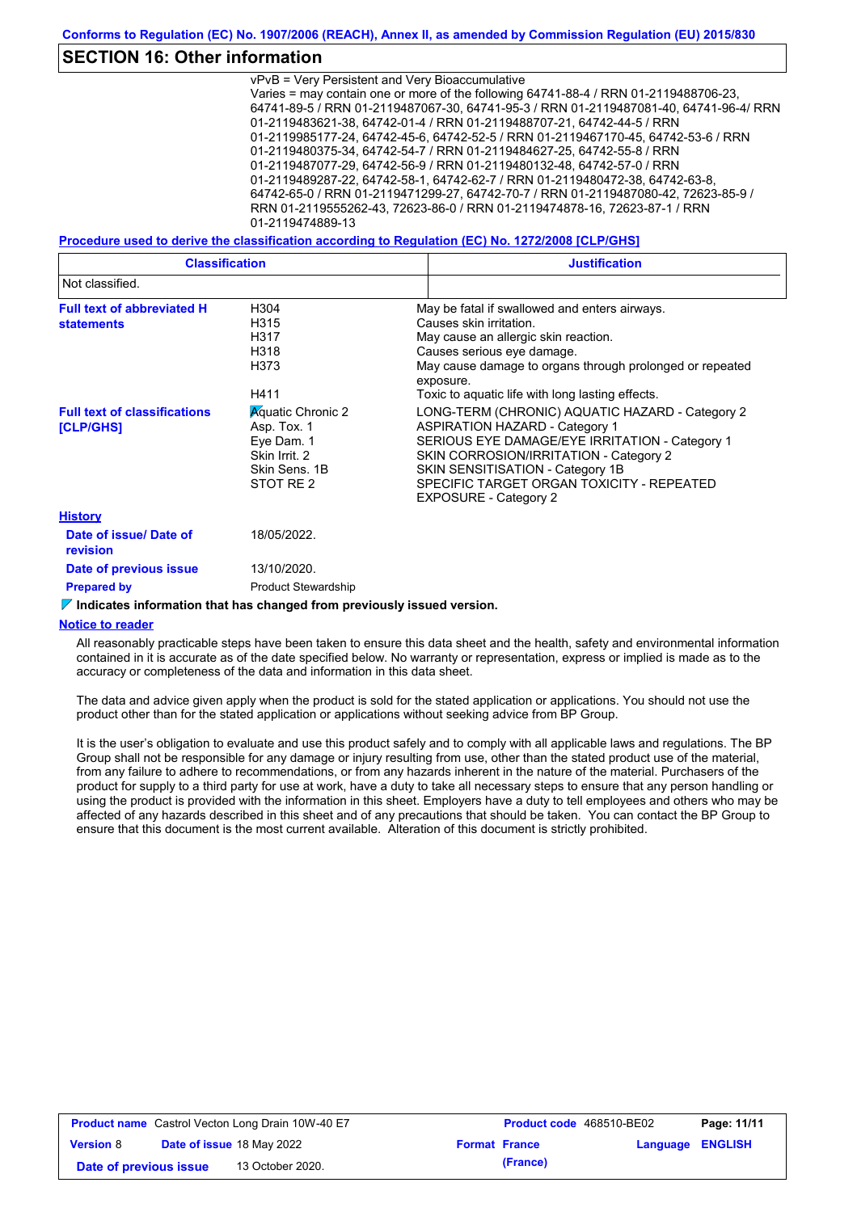## SECTION 16: Other information

vPvB = Very Persistent and Very Bioaccumulative
Varies = may contain one or more of the following 64741-88-4 / RRN 01-2119488706-23, 64741-89-5 / RRN 01-2119487067-30, 64741-95-3 / RRN 01-2119487081-40, 64741-96-4/ RRN 01-2119483621-38, 64742-01-4 / RRN 01-2119488707-21, 64742-44-5 / RRN 01-2119985177-24, 64742-45-6, 64742-52-5 / RRN 01-2119467170-45, 64742-53-6 / RRN 01-2119480375-34, 64742-54-7 / RRN 01-2119484627-25, 64742-55-8 / RRN 01-2119487077-29, 64742-56-9 / RRN 01-2119480132-48, 64742-57-0 / RRN 01-2119489287-22, 64742-58-1, 64742-62-7 / RRN 01-2119480472-38, 64742-63-8, 64742-65-0 / RRN 01-2119471299-27, 64742-70-7 / RRN 01-2119487080-42, 72623-85-9 / RRN 01-2119555262-43, 72623-86-0 / RRN 01-2119474878-16, 72623-87-1 / RRN 01-2119474889-13

**Procedure used to derive the classification according to Regulation (EC) No. 1272/2008 [CLP/GHS]**

| Classification | Justification |
|---|---|
| Not classified. | |

**Full text of abbreviated H statements**

| | |
|---|---|
| H304 | May be fatal if swallowed and enters airways. |
| H315 | Causes skin irritation. |
| H317 | May cause an allergic skin reaction. |
| H318 | Causes serious eye damage. |
| H373 | May cause damage to organs through prolonged or repeated exposure. |
| H411 | Toxic to aquatic life with long lasting effects. |

**Full text of classifications [CLP/GHS]**

| | |
|---|---|
| Aquatic Chronic 2 | LONG-TERM (CHRONIC) AQUATIC HAZARD - Category 2 |
| Asp. Tox. 1 | ASPIRATION HAZARD - Category 1 |
| Eye Dam. 1 | SERIOUS EYE DAMAGE/EYE IRRITATION - Category 1 |
| Skin Irrit. 2 | SKIN CORROSION/IRRITATION - Category 2 |
| Skin Sens. 1B | SKIN SENSITISATION - Category 1B |
| STOT RE 2 | SPECIFIC TARGET ORGAN TOXICITY - REPEATED EXPOSURE - Category 2 |

**History**

| | |
|---|---|
| Date of issue/ Date of revision | 18/05/2022. |
| Date of previous issue | 13/10/2020. |
| Prepared by | Product Stewardship |

**Indicates information that has changed from previously issued version.**

**Notice to reader**

All reasonably practicable steps have been taken to ensure this data sheet and the health, safety and environmental information contained in it is accurate as of the date specified below. No warranty or representation, express or implied is made as to the accuracy or completeness of the data and information in this data sheet.

The data and advice given apply when the product is sold for the stated application or applications. You should not use the product other than for the stated application or applications without seeking advice from BP Group.

It is the user's obligation to evaluate and use this product safely and to comply with all applicable laws and regulations. The BP Group shall not be responsible for any damage or injury resulting from use, other than the stated product use of the material, from any failure to adhere to recommendations, or from any hazards inherent in the nature of the material. Purchasers of the product for supply to a third party for use at work, have a duty to take all necessary steps to ensure that any person handling or using the product is provided with the information in this sheet. Employers have a duty to tell employees and others who may be affected of any hazards described in this sheet and of any precautions that should be taken. You can contact the BP Group to ensure that this document is the most current available. Alteration of this document is strictly prohibited.